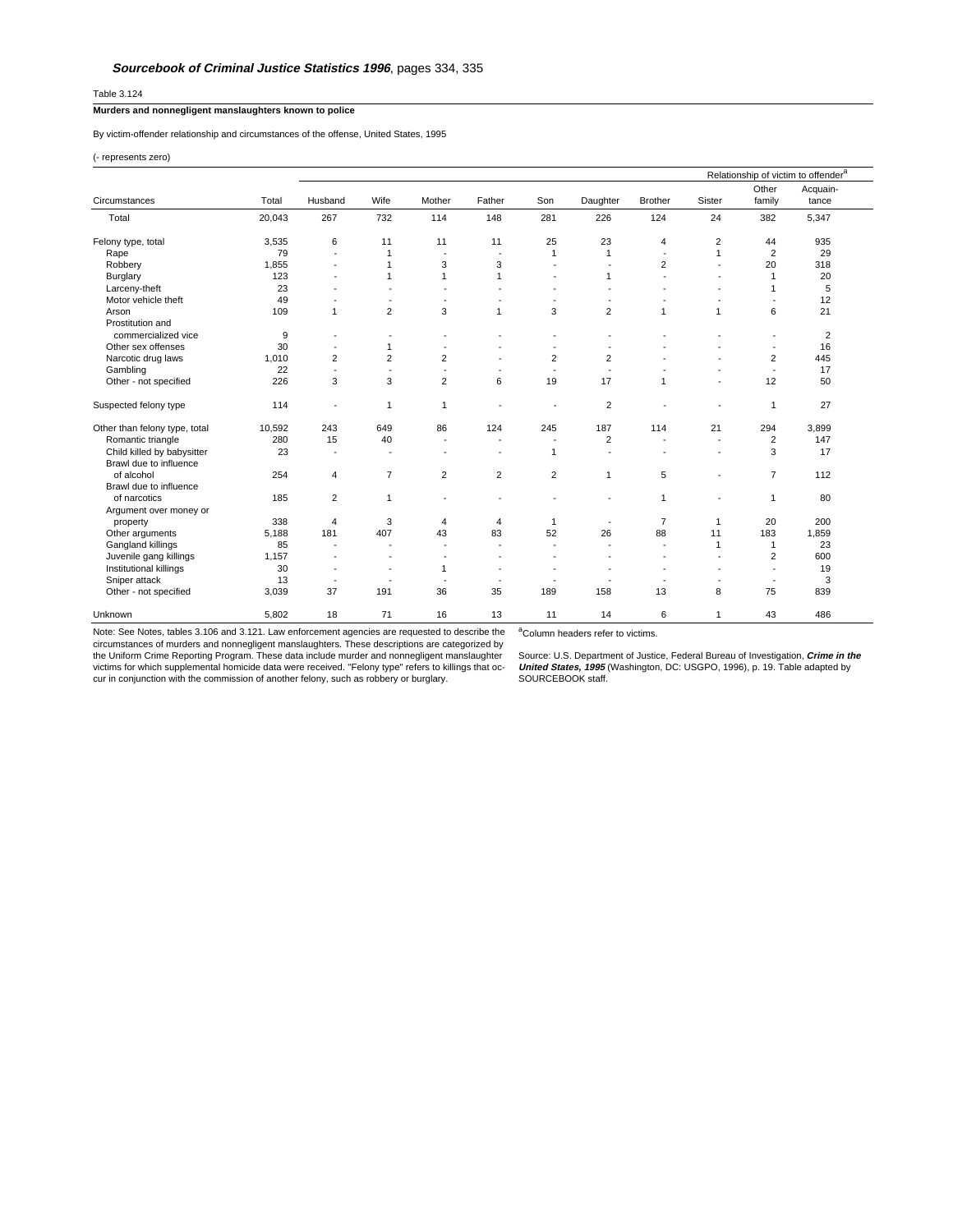***Sourcebook of Criminal Justice Statistics 1996***, pages 334, 335

Table 3.124

**Murders and nonnegligent manslaughters known to police**

By victim-offender relationship and circumstances of the offense, United States, 1995

(- represents zero)

| | | Relationship of victim to offender[a] | | | | | | | | | |
|---|---|---|---|---|---|---|---|---|---|---|---|
| Circumstances | Total | Husband | Wife | Mother | Father | Son | Daughter | Brother | Sister | Other family | Acquaintance |
| Total | 20,043 | 267 | 732 | 114 | 148 | 281 | 226 | 124 | 24 | 382 | 5,347 |
| Felony type, total | 3,535 | 6 | 11 | 11 | 11 | 25 | 23 | 4 | 2 | 44 | 935 |
| Rape | 79 | - | 1 | - | - | 1 | 1 | - | 1 | 2 | 29 |
| Robbery | 1,855 | - | 1 | 3 | 3 | - | - | 2 | - | 20 | 318 |
| Burglary | 123 | - | 1 | 1 | 1 | - | 1 | - | - | 1 | 20 |
| Larceny-theft | 23 | - | - | - | - | - | - | - | - | 1 | 5 |
| Motor vehicle theft | 49 | - | - | - | - | - | - | - | - | - | 12 |
| Arson | 109 | 1 | 2 | 3 | 1 | 3 | 2 | 1 | 1 | 6 | 21 |
| Prostitution and commercialized vice | 9 | - | - | - | - | - | - | - | - | - | 2 |
| Other sex offenses | 30 | - | 1 | - | - | - | - | - | - | - | 16 |
| Narcotic drug laws | 1,010 | 2 | 2 | 2 | - | 2 | 2 | - | - | 2 | 445 |
| Gambling | 22 | - | - | - | - | - | - | - | - | - | 17 |
| Other - not specified | 226 | 3 | 3 | 2 | 6 | 19 | 17 | 1 | - | 12 | 50 |
| Suspected felony type | 114 | - | 1 | 1 | - | - | 2 | - | - | 1 | 27 |
| Other than felony type, total | 10,592 | 243 | 649 | 86 | 124 | 245 | 187 | 114 | 21 | 294 | 3,899 |
| Romantic triangle | 280 | 15 | 40 | - | - | - | 2 | - | - | 2 | 147 |
| Child killed by babysitter | 23 | - | - | - | - | 1 | - | - | - | 3 | 17 |
| Brawl due to influence of alcohol | 254 | 4 | 7 | 2 | 2 | 2 | 1 | 5 | - | 7 | 112 |
| Brawl due to influence of narcotics | 185 | 2 | 1 | - | - | - | - | 1 | - | 1 | 80 |
| Argument over money or property | 338 | 4 | 3 | 4 | 4 | 1 | - | 7 | 1 | 20 | 200 |
| Other arguments | 5,188 | 181 | 407 | 43 | 83 | 52 | 26 | 88 | 11 | 183 | 1,859 |
| Gangland killings | 85 | - | - | - | - | - | - | - | 1 | 1 | 23 |
| Juvenile gang killings | 1,157 | - | - | - | - | - | - | - | - | 2 | 600 |
| Institutional killings | 30 | - | - | 1 | - | - | - | - | - | - | 19 |
| Sniper attack | 13 | - | - | - | - | - | - | - | - | - | 3 |
| Other - not specified | 3,039 | 37 | 191 | 36 | 35 | 189 | 158 | 13 | 8 | 75 | 839 |
| Unknown | 5,802 | 18 | 71 | 16 | 13 | 11 | 14 | 6 | 1 | 43 | 486 |

Note: See Notes, tables 3.106 and 3.121. Law enforcement agencies are requested to describe the circumstances of murders and nonnegligent manslaughters. These descriptions are categorized by the Uniform Crime Reporting Program. These data include murder and nonnegligent manslaughter victims for which supplemental homicide data were received. "Felony type" refers to killings that occur in conjunction with the commission of another felony, such as robbery or burglary.

[a]Column headers refer to victims.

Source: U.S. Department of Justice, Federal Bureau of Investigation, ***Crime in the United States, 1995*** (Washington, DC: USGPO, 1996), p. 19. Table adapted by SOURCEBOOK staff.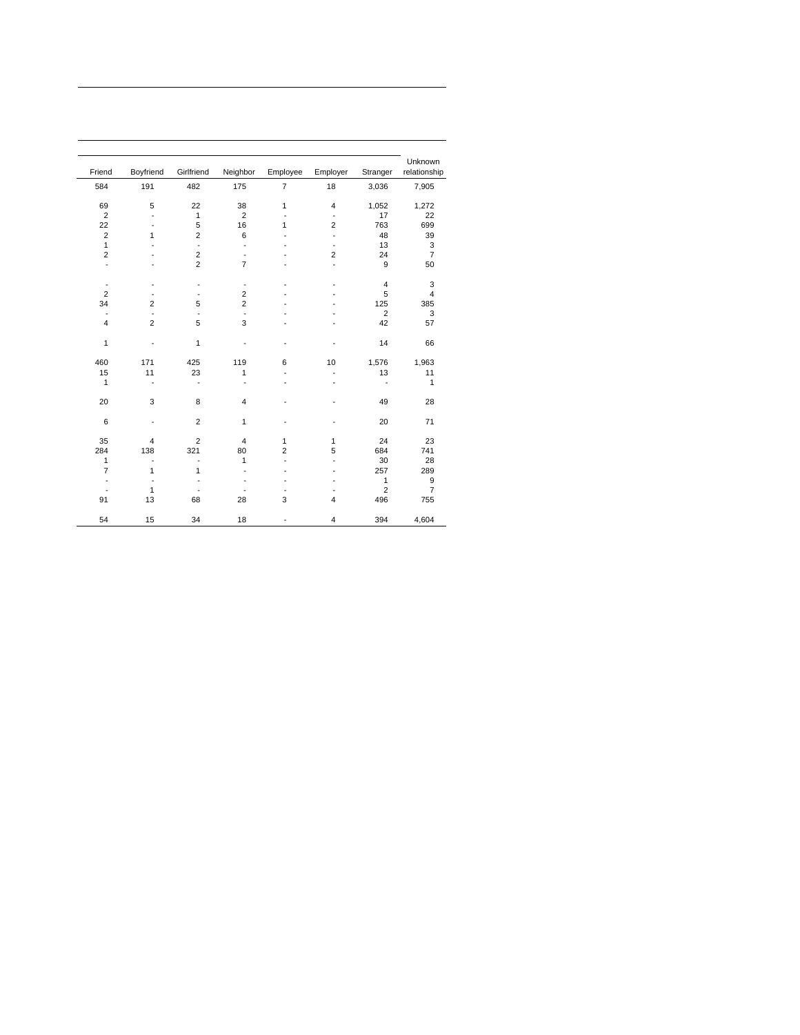| Friend | Boyfriend | Girlfriend | Neighbor | Employee | Employer | Stranger | Unknown relationship |
|---|---|---|---|---|---|---|---|
| 584 | 191 | 482 | 175 | 7 | 18 | 3,036 | 7,905 |
| 69 | 5 | 22 | 38 | 1 | 4 | 1,052 | 1,272 |
| 2 | - | 1 | 2 | - | - | 17 | 22 |
| 22 | - | 5 | 16 | 1 | 2 | 763 | 699 |
| 2 | 1 | 2 | 6 | - | - | 48 | 39 |
| 1 | - | - | - | - | - | 13 | 3 |
| 2 | - | 2 | - | - | 2 | 24 | 7 |
| - | - | 2 | 7 | - | - | 9 | 50 |
| - | - | - | - | - | - | 4 | 3 |
| 2 | - | - | 2 | - | - | 5 | 4 |
| 34 | 2 | 5 | 2 | - | - | 125 | 385 |
| - | - | - | - | - | - | 2 | 3 |
| 4 | 2 | 5 | 3 | - | - | 42 | 57 |
| 1 | - | 1 | - | - | - | 14 | 66 |
| 460 | 171 | 425 | 119 | 6 | 10 | 1,576 | 1,963 |
| 15 | 11 | 23 | 1 | - | - | 13 | 11 |
| 1 | - | - | - | - | - | - | 1 |
| 20 | 3 | 8 | 4 | - | - | 49 | 28 |
| 6 | - | 2 | 1 | - | - | 20 | 71 |
| 35 | 4 | 2 | 4 | 1 | 1 | 24 | 23 |
| 284 | 138 | 321 | 80 | 2 | 5 | 684 | 741 |
| 1 | - | - | 1 | - | - | 30 | 28 |
| 7 | 1 | 1 | - | - | - | 257 | 289 |
| - | - | - | - | - | - | 1 | 9 |
| - | 1 | - | - | - | - | 2 | 7 |
| 91 | 13 | 68 | 28 | 3 | 4 | 496 | 755 |
| 54 | 15 | 34 | 18 | - | 4 | 394 | 4,604 |